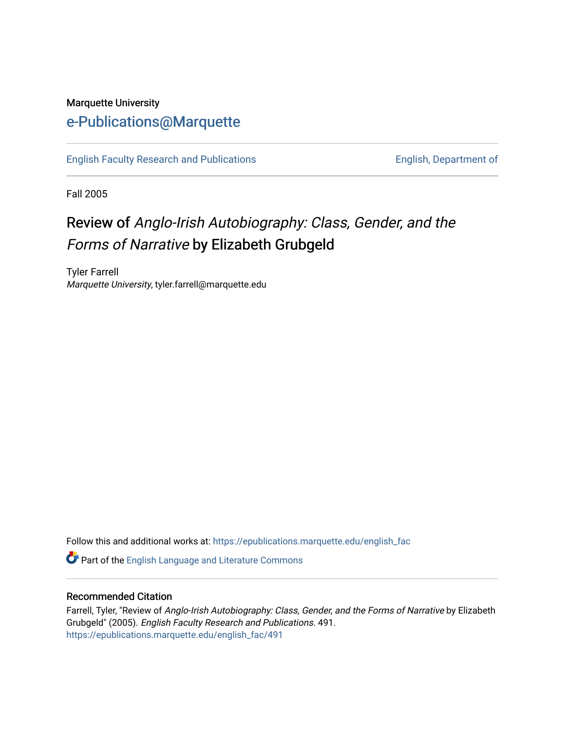Marquette University

# e-Publications@Marquette

English Faculty Research and Publications | English, Department of

Fall 2005

# Review of *Anglo-Irish Autobiography: Class, Gender, and the Forms of Narrative* by Elizabeth Grubgeld

Tyler Farrell
*Marquette University*, tyler.farrell@marquette.edu

Follow this and additional works at: https://epublications.marquette.edu/english_fac

Part of the English Language and Literature Commons

## Recommended Citation

Farrell, Tyler, "Review of *Anglo-Irish Autobiography: Class, Gender, and the Forms of Narrative* by Elizabeth Grubgeld" (2005). *English Faculty Research and Publications*. 491.
https://epublications.marquette.edu/english_fac/491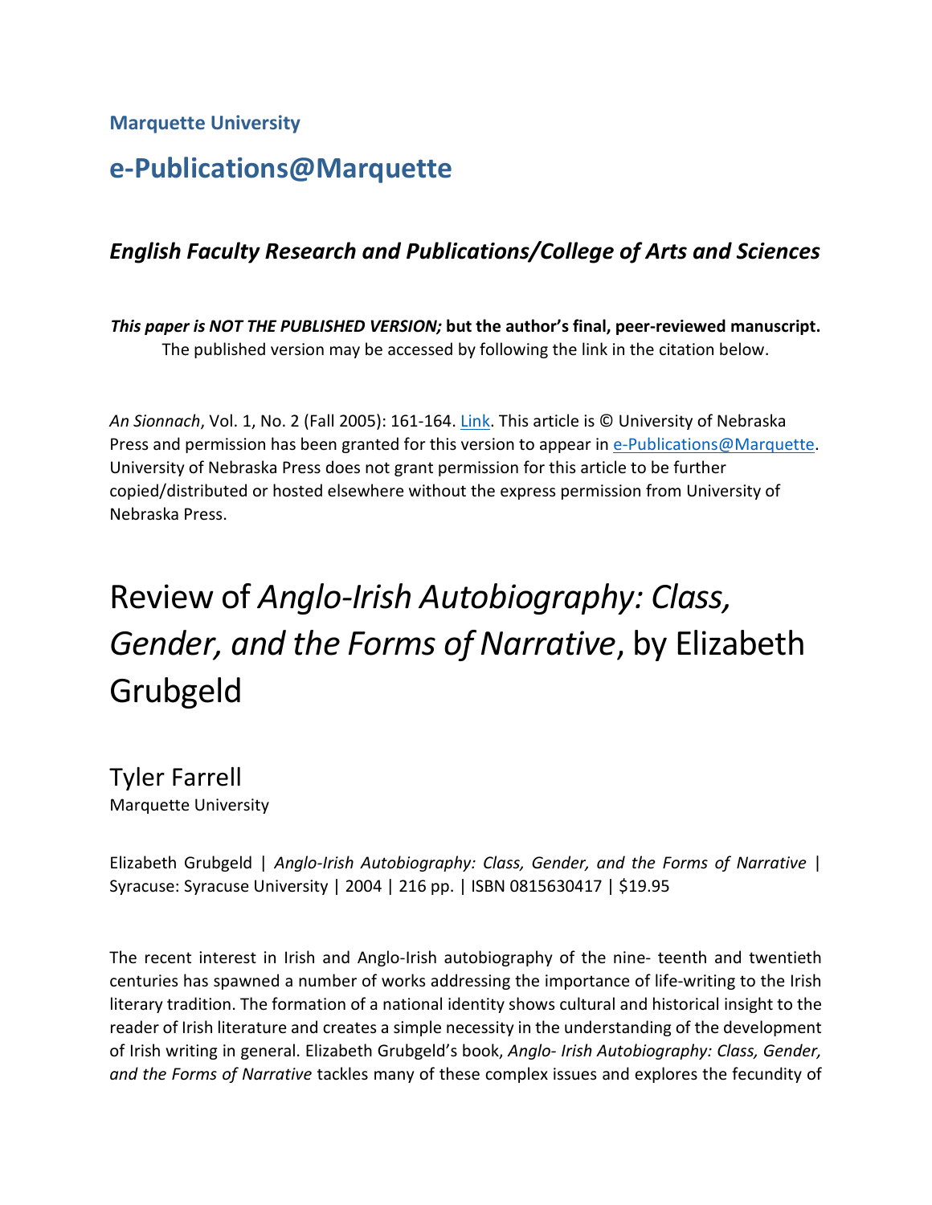**Marquette University**

## e-Publications@Marquette

### *English Faculty Research and Publications/College of Arts and Sciences*

***This paper is NOT THE PUBLISHED VERSION;* but the author's final, peer-reviewed manuscript.**
The published version may be accessed by following the link in the citation below.

*An Sionnach*, Vol. 1, No. 2 (Fall 2005): 161-164. Link. This article is © University of Nebraska Press and permission has been granted for this version to appear in e-Publications@Marquette. University of Nebraska Press does not grant permission for this article to be further copied/distributed or hosted elsewhere without the express permission from University of Nebraska Press.

# Review of *Anglo-Irish Autobiography: Class, Gender, and the Forms of Narrative*, by Elizabeth Grubgeld

Tyler Farrell
Marquette University

Elizabeth Grubgeld | *Anglo-Irish Autobiography: Class, Gender, and the Forms of Narrative* | Syracuse: Syracuse University | 2004 | 216 pp. | ISBN 0815630417 | $19.95

The recent interest in Irish and Anglo-Irish autobiography of the nine- teenth and twentieth centuries has spawned a number of works addressing the importance of life-writing to the Irish literary tradition. The formation of a national identity shows cultural and historical insight to the reader of Irish literature and creates a simple necessity in the understanding of the development of Irish writing in general. Elizabeth Grubgeld's book, *Anglo- Irish Autobiography: Class, Gender, and the Forms of Narrative* tackles many of these complex issues and explores the fecundity of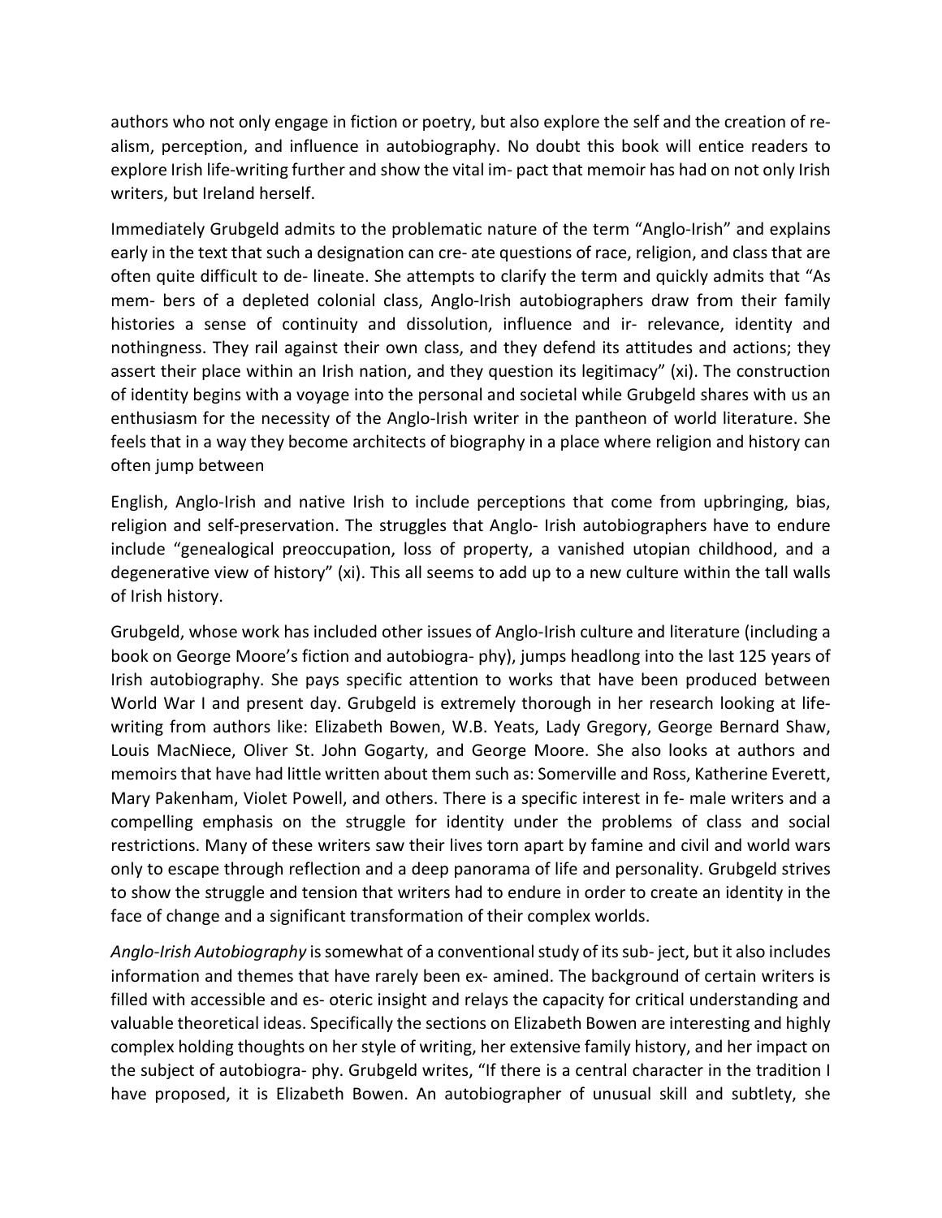authors who not only engage in fiction or poetry, but also explore the self and the creation of re- alism, perception, and influence in autobiography. No doubt this book will entice readers to explore Irish life-writing further and show the vital im- pact that memoir has had on not only Irish writers, but Ireland herself.

Immediately Grubgeld admits to the problematic nature of the term "Anglo-Irish" and explains early in the text that such a designation can cre- ate questions of race, religion, and class that are often quite difficult to de- lineate. She attempts to clarify the term and quickly admits that "As mem- bers of a depleted colonial class, Anglo-Irish autobiographers draw from their family histories a sense of continuity and dissolution, influence and ir- relevance, identity and nothingness. They rail against their own class, and they defend its attitudes and actions; they assert their place within an Irish nation, and they question its legitimacy" (xi). The construction of identity begins with a voyage into the personal and societal while Grubgeld shares with us an enthusiasm for the necessity of the Anglo-Irish writer in the pantheon of world literature. She feels that in a way they become architects of biography in a place where religion and history can often jump between

English, Anglo-Irish and native Irish to include perceptions that come from upbringing, bias, religion and self-preservation. The struggles that Anglo- Irish autobiographers have to endure include "genealogical preoccupation, loss of property, a vanished utopian childhood, and a degenerative view of history" (xi). This all seems to add up to a new culture within the tall walls of Irish history.

Grubgeld, whose work has included other issues of Anglo-Irish culture and literature (including a book on George Moore's fiction and autobiogra- phy), jumps headlong into the last 125 years of Irish autobiography. She pays specific attention to works that have been produced between World War I and present day. Grubgeld is extremely thorough in her research looking at life-writing from authors like: Elizabeth Bowen, W.B. Yeats, Lady Gregory, George Bernard Shaw, Louis MacNiece, Oliver St. John Gogarty, and George Moore. She also looks at authors and memoirs that have had little written about them such as: Somerville and Ross, Katherine Everett, Mary Pakenham, Violet Powell, and others. There is a specific interest in fe- male writers and a compelling emphasis on the struggle for identity under the problems of class and social restrictions. Many of these writers saw their lives torn apart by famine and civil and world wars only to escape through reflection and a deep panorama of life and personality. Grubgeld strives to show the struggle and tension that writers had to endure in order to create an identity in the face of change and a significant transformation of their complex worlds.

*Anglo-Irish Autobiography* is somewhat of a conventional study of its sub- ject, but it also includes information and themes that have rarely been ex- amined. The background of certain writers is filled with accessible and es- oteric insight and relays the capacity for critical understanding and valuable theoretical ideas. Specifically the sections on Elizabeth Bowen are interesting and highly complex holding thoughts on her style of writing, her extensive family history, and her impact on the subject of autobiogra- phy. Grubgeld writes, "If there is a central character in the tradition I have proposed, it is Elizabeth Bowen. An autobiographer of unusual skill and subtlety, she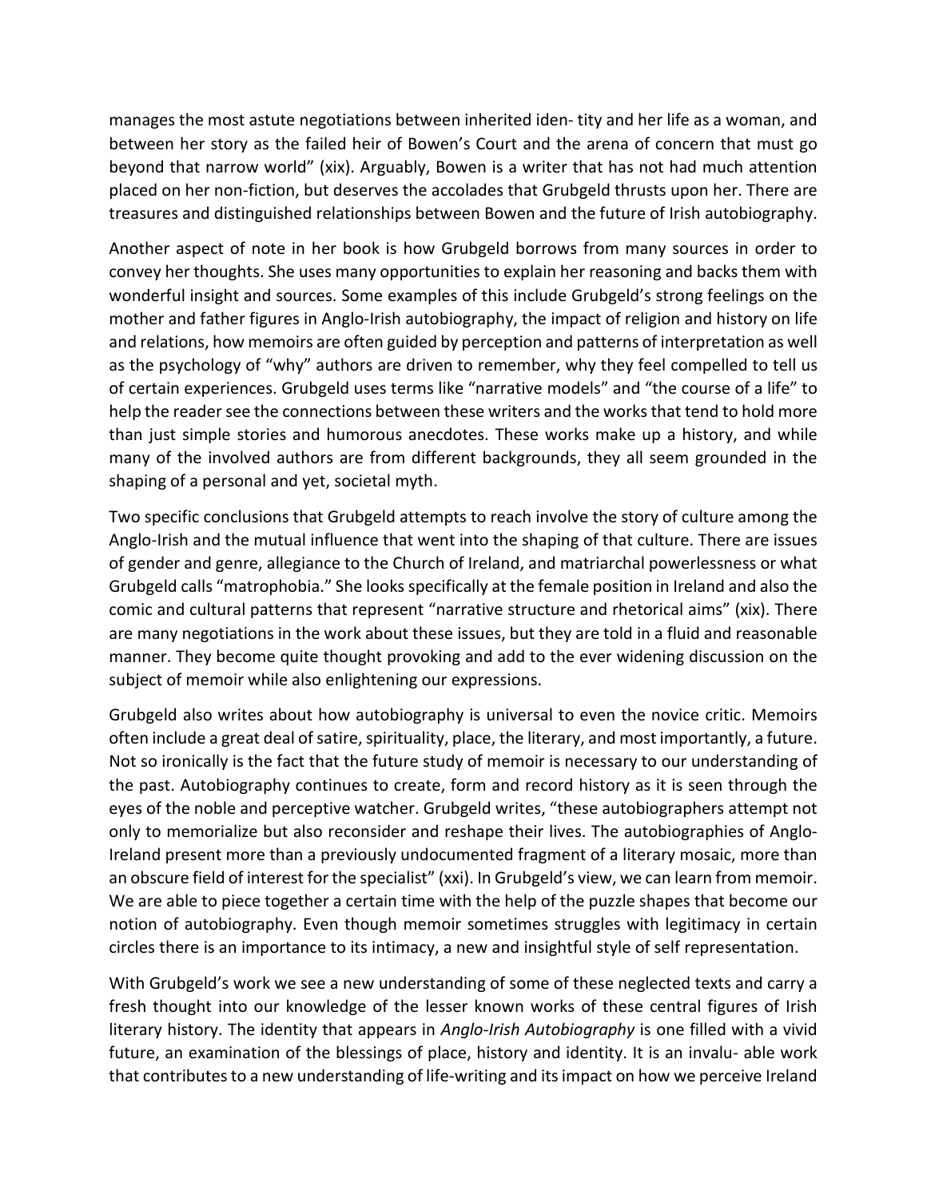manages the most astute negotiations between inherited iden- tity and her life as a woman, and between her story as the failed heir of Bowen's Court and the arena of concern that must go beyond that narrow world" (xix). Arguably, Bowen is a writer that has not had much attention placed on her non-fiction, but deserves the accolades that Grubgeld thrusts upon her. There are treasures and distinguished relationships between Bowen and the future of Irish autobiography.

Another aspect of note in her book is how Grubgeld borrows from many sources in order to convey her thoughts. She uses many opportunities to explain her reasoning and backs them with wonderful insight and sources. Some examples of this include Grubgeld's strong feelings on the mother and father figures in Anglo-Irish autobiography, the impact of religion and history on life and relations, how memoirs are often guided by perception and patterns of interpretation as well as the psychology of "why" authors are driven to remember, why they feel compelled to tell us of certain experiences. Grubgeld uses terms like "narrative models" and "the course of a life" to help the reader see the connections between these writers and the works that tend to hold more than just simple stories and humorous anecdotes. These works make up a history, and while many of the involved authors are from different backgrounds, they all seem grounded in the shaping of a personal and yet, societal myth.

Two specific conclusions that Grubgeld attempts to reach involve the story of culture among the Anglo-Irish and the mutual influence that went into the shaping of that culture. There are issues of gender and genre, allegiance to the Church of Ireland, and matriarchal powerlessness or what Grubgeld calls "matrophobia." She looks specifically at the female position in Ireland and also the comic and cultural patterns that represent "narrative structure and rhetorical aims" (xix). There are many negotiations in the work about these issues, but they are told in a fluid and reasonable manner. They become quite thought provoking and add to the ever widening discussion on the subject of memoir while also enlightening our expressions.

Grubgeld also writes about how autobiography is universal to even the novice critic. Memoirs often include a great deal of satire, spirituality, place, the literary, and most importantly, a future. Not so ironically is the fact that the future study of memoir is necessary to our understanding of the past. Autobiography continues to create, form and record history as it is seen through the eyes of the noble and perceptive watcher. Grubgeld writes, "these autobiographers attempt not only to memorialize but also reconsider and reshape their lives. The autobiographies of Anglo-Ireland present more than a previously undocumented fragment of a literary mosaic, more than an obscure field of interest for the specialist" (xxi). In Grubgeld's view, we can learn from memoir. We are able to piece together a certain time with the help of the puzzle shapes that become our notion of autobiography. Even though memoir sometimes struggles with legitimacy in certain circles there is an importance to its intimacy, a new and insightful style of self representation.

With Grubgeld's work we see a new understanding of some of these neglected texts and carry a fresh thought into our knowledge of the lesser known works of these central figures of Irish literary history. The identity that appears in *Anglo-Irish Autobiography* is one filled with a vivid future, an examination of the blessings of place, history and identity. It is an invalu- able work that contributes to a new understanding of life-writing and its impact on how we perceive Ireland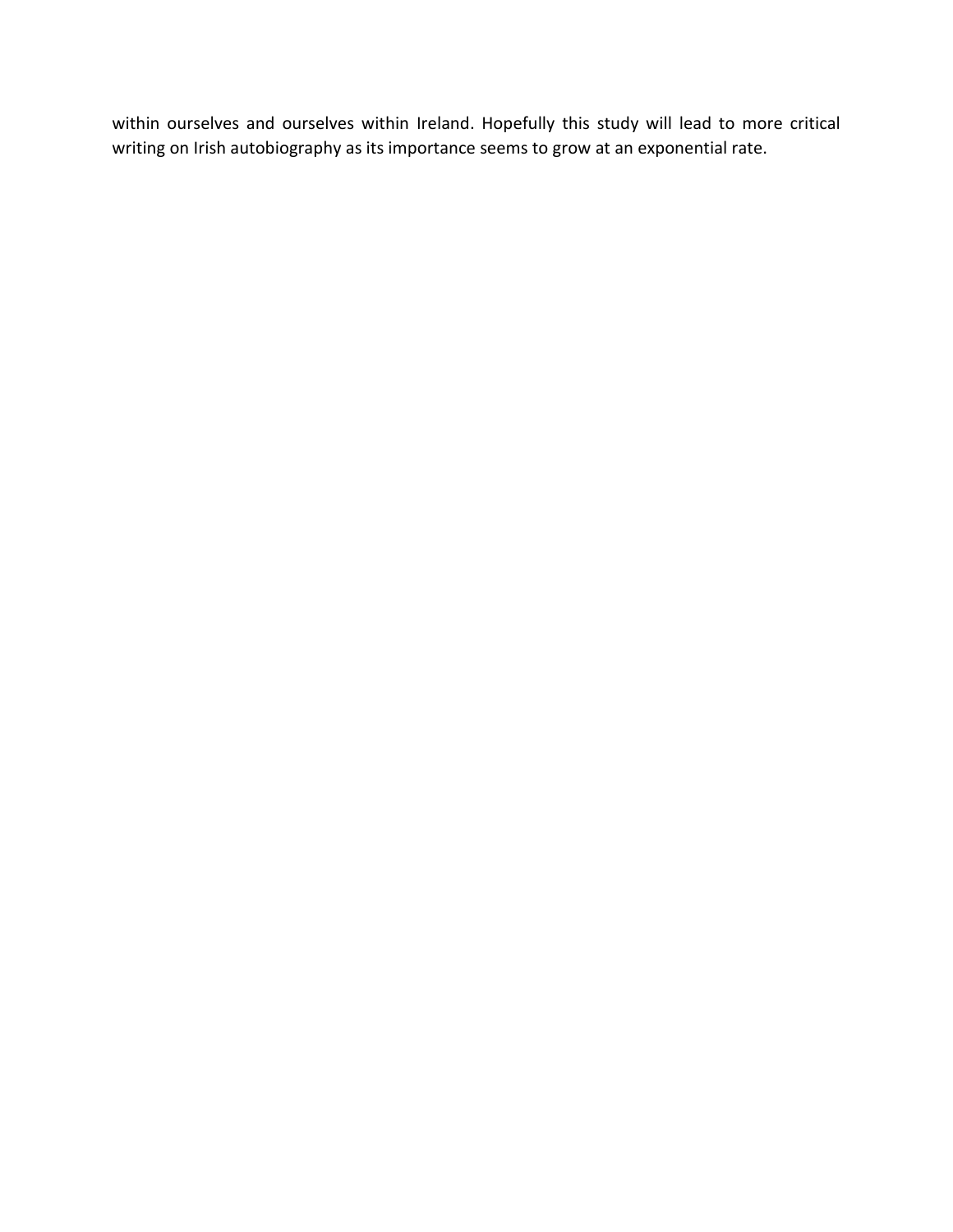within ourselves and ourselves within Ireland. Hopefully this study will lead to more critical writing on Irish autobiography as its importance seems to grow at an exponential rate.